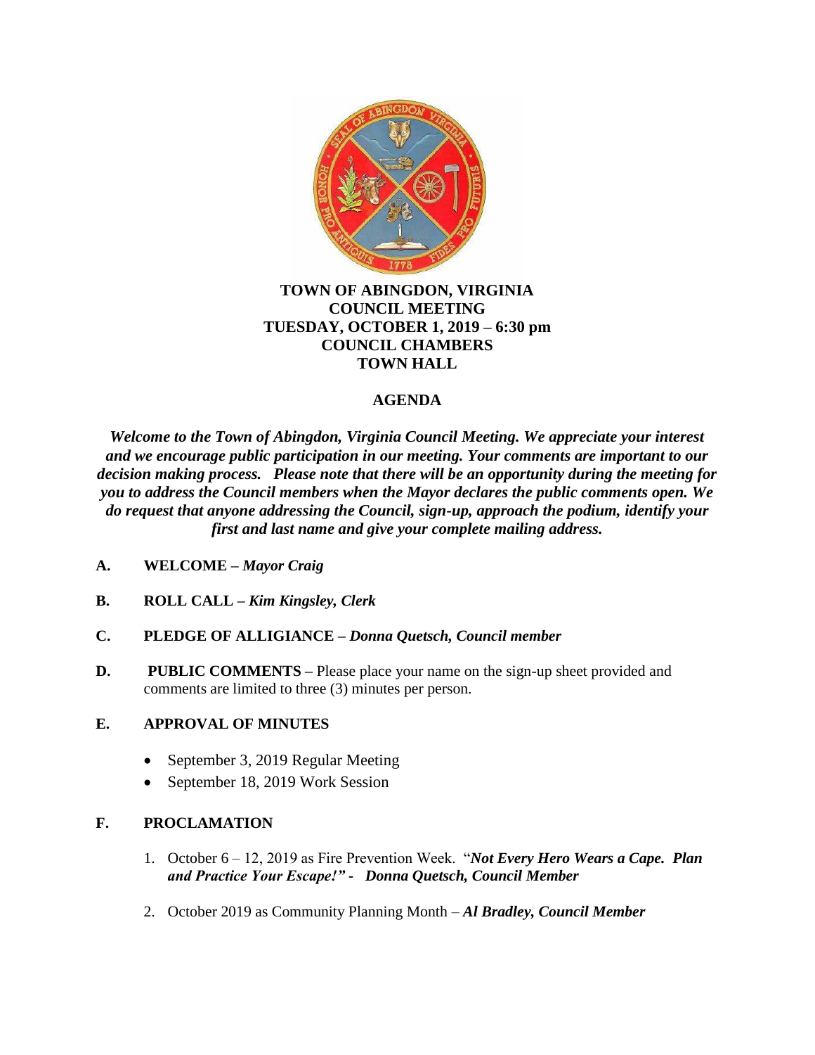# TOWN OF ABINGDON, VIRGINIA
## COUNCIL MEETING
## TUESDAY, OCTOBER 1, 2019 – 6:30 pm
## COUNCIL CHAMBERS
## TOWN HALL

## AGENDA

***Welcome to the Town of Abingdon, Virginia Council Meeting. We appreciate your interest and we encourage public participation in our meeting. Your comments are important to our decision making process. Please note that there will be an opportunity during the meeting for you to address the Council members when the Mayor declares the public comments open. We do request that anyone addressing the Council, sign-up, approach the podium, identify your first and last name and give your complete mailing address.***

**A. WELCOME –** ***Mayor Craig***

**B. ROLL CALL –** ***Kim Kingsley, Clerk***

**C. PLEDGE OF ALLIGIANCE –** ***Donna Quetsch, Council member***

**D. PUBLIC COMMENTS –** Please place your name on the sign-up sheet provided and comments are limited to three (3) minutes per person.

**E. APPROVAL OF MINUTES**

- September 3, 2019 Regular Meeting
- September 18, 2019 Work Session

**F. PROCLAMATION**

1. October 6 – 12, 2019 as Fire Prevention Week. "***Not Every Hero Wears a Cape. Plan and Practice Your Escape!" - Donna Quetsch, Council Member***
2. October 2019 as Community Planning Month – ***Al Bradley, Council Member***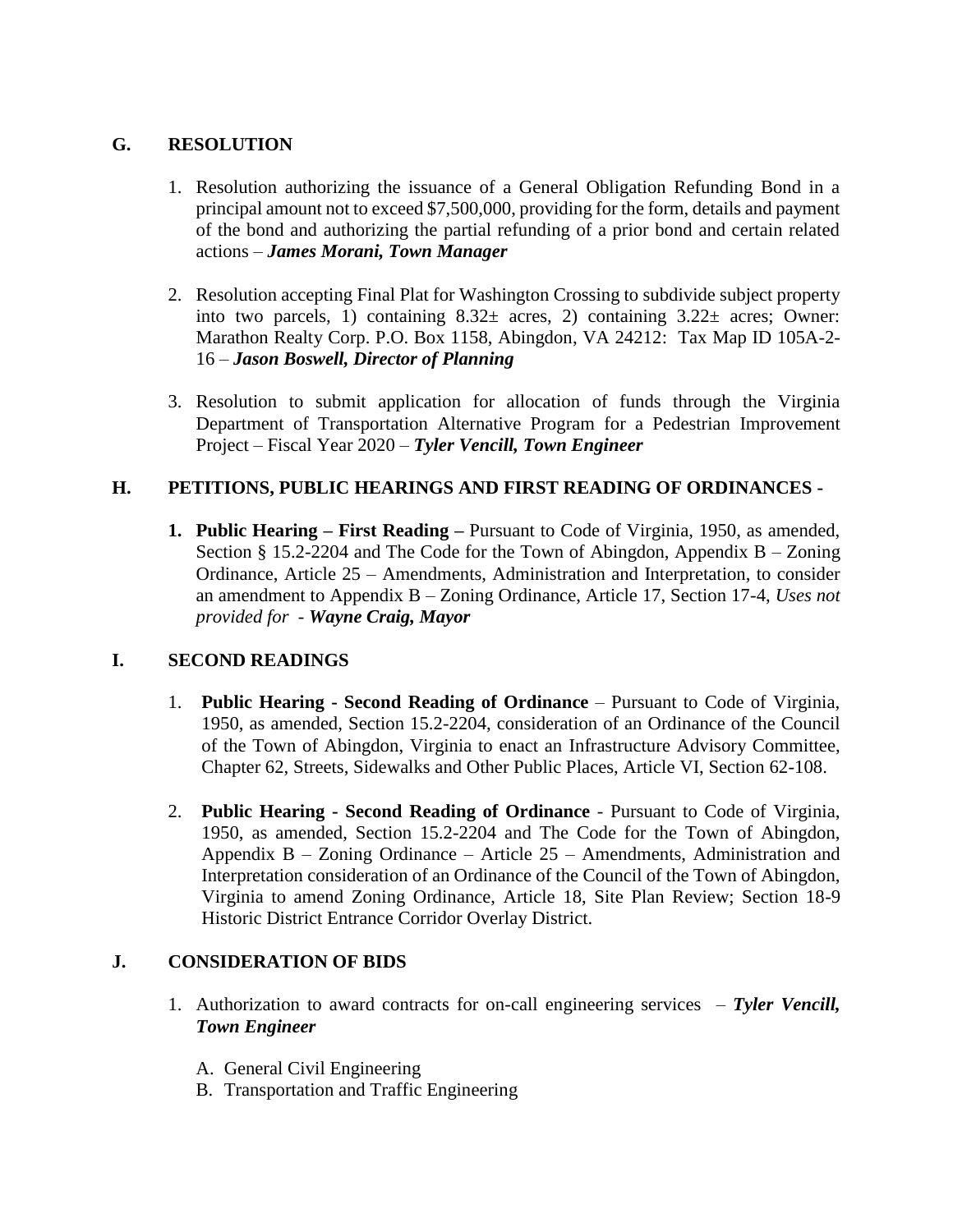## G. RESOLUTION

1. Resolution authorizing the issuance of a General Obligation Refunding Bond in a principal amount not to exceed $7,500,000, providing for the form, details and payment of the bond and authorizing the partial refunding of a prior bond and certain related actions – ***James Morani, Town Manager***

2. Resolution accepting Final Plat for Washington Crossing to subdivide subject property into two parcels, 1) containing 8.32± acres, 2) containing 3.22± acres; Owner: Marathon Realty Corp. P.O. Box 1158, Abingdon, VA 24212: Tax Map ID 105A-2-16 – ***Jason Boswell, Director of Planning***

3. Resolution to submit application for allocation of funds through the Virginia Department of Transportation Alternative Program for a Pedestrian Improvement Project – Fiscal Year 2020 – ***Tyler Vencill, Town Engineer***

## H. PETITIONS, PUBLIC HEARINGS AND FIRST READING OF ORDINANCES -

1. **Public Hearing – First Reading –** Pursuant to Code of Virginia, 1950, as amended, Section § 15.2-2204 and The Code for the Town of Abingdon, Appendix B – Zoning Ordinance, Article 25 – Amendments, Administration and Interpretation, to consider an amendment to Appendix B – Zoning Ordinance, Article 17, Section 17-4, *Uses not provided for* - ***Wayne Craig, Mayor***

## I. SECOND READINGS

1. **Public Hearing - Second Reading of Ordinance** – Pursuant to Code of Virginia, 1950, as amended, Section 15.2-2204, consideration of an Ordinance of the Council of the Town of Abingdon, Virginia to enact an Infrastructure Advisory Committee, Chapter 62, Streets, Sidewalks and Other Public Places, Article VI, Section 62-108.

2. **Public Hearing - Second Reading of Ordinance** - Pursuant to Code of Virginia, 1950, as amended, Section 15.2-2204 and The Code for the Town of Abingdon, Appendix B – Zoning Ordinance – Article 25 – Amendments, Administration and Interpretation consideration of an Ordinance of the Council of the Town of Abingdon, Virginia to amend Zoning Ordinance, Article 18, Site Plan Review; Section 18-9 Historic District Entrance Corridor Overlay District.

## J. CONSIDERATION OF BIDS

1. Authorization to award contracts for on-call engineering services – ***Tyler Vencill, Town Engineer***

   A. General Civil Engineering
   B. Transportation and Traffic Engineering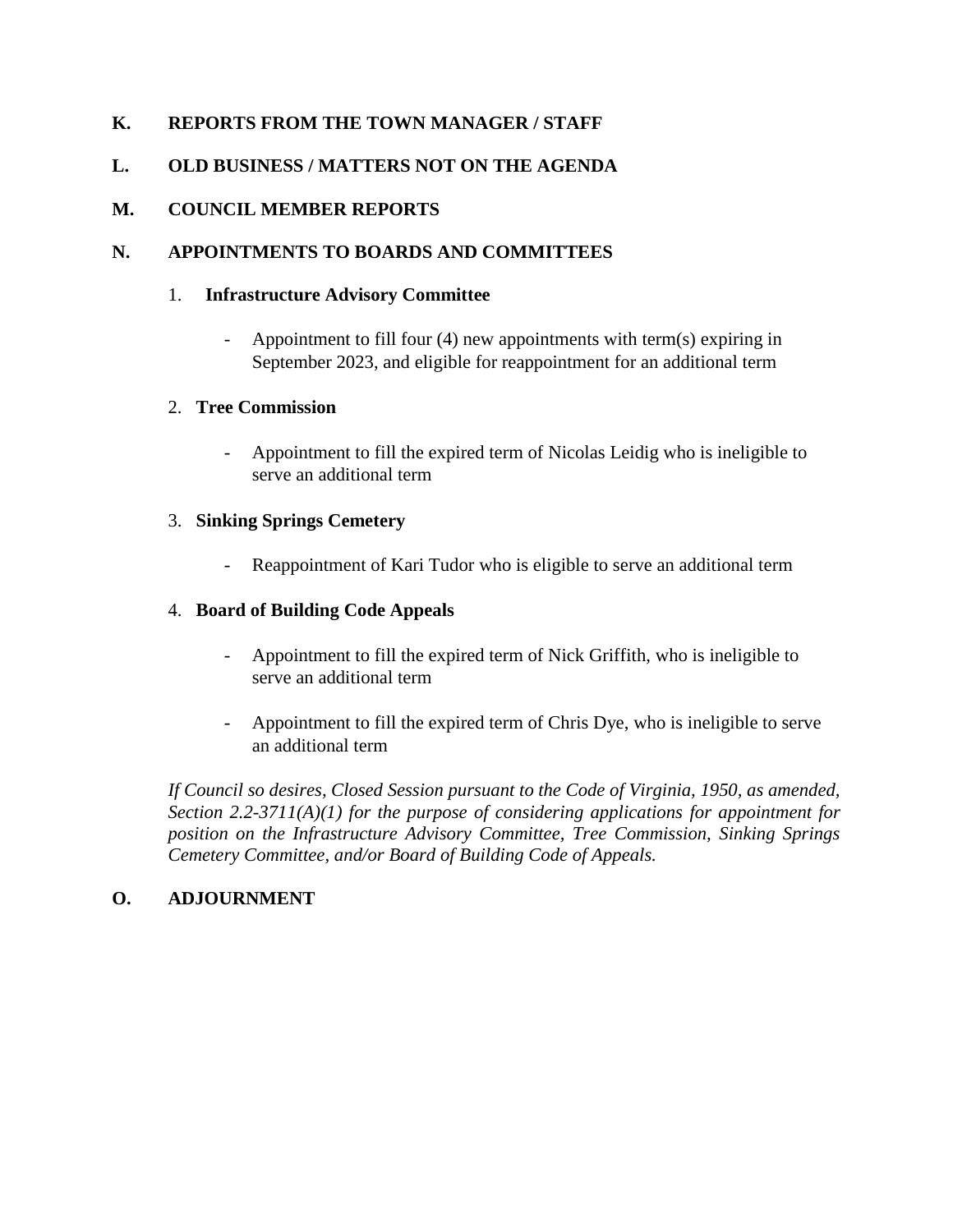**K. REPORTS FROM THE TOWN MANAGER / STAFF**

**L. OLD BUSINESS / MATTERS NOT ON THE AGENDA**

**M. COUNCIL MEMBER REPORTS**

**N. APPOINTMENTS TO BOARDS AND COMMITTEES**

1. **Infrastructure Advisory Committee**

   - Appointment to fill four (4) new appointments with term(s) expiring in September 2023, and eligible for reappointment for an additional term

2. **Tree Commission**

   - Appointment to fill the expired term of Nicolas Leidig who is ineligible to serve an additional term

3. **Sinking Springs Cemetery**

   - Reappointment of Kari Tudor who is eligible to serve an additional term

4. **Board of Building Code Appeals**

   - Appointment to fill the expired term of Nick Griffith, who is ineligible to serve an additional term

   - Appointment to fill the expired term of Chris Dye, who is ineligible to serve an additional term

*If Council so desires, Closed Session pursuant to the Code of Virginia, 1950, as amended, Section 2.2-3711(A)(1) for the purpose of considering applications for appointment for position on the Infrastructure Advisory Committee, Tree Commission, Sinking Springs Cemetery Committee, and/or Board of Building Code of Appeals.*

**O. ADJOURNMENT**